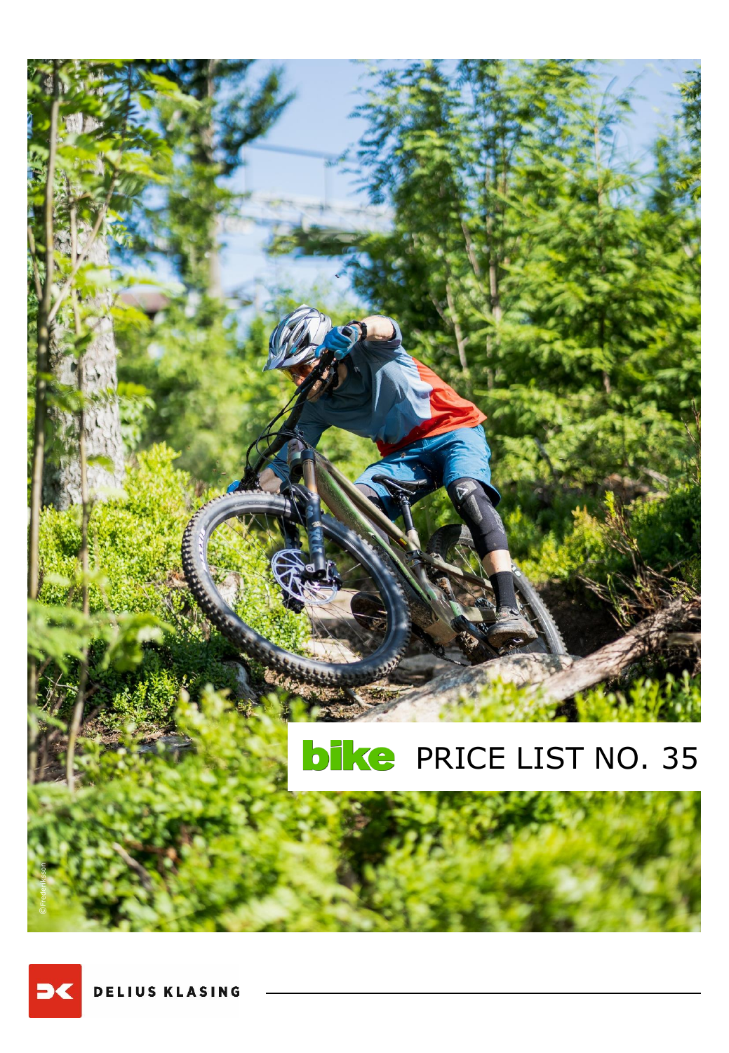# bike PRICE LIST NO. 35

©Frederiksson

DELIUS KLASING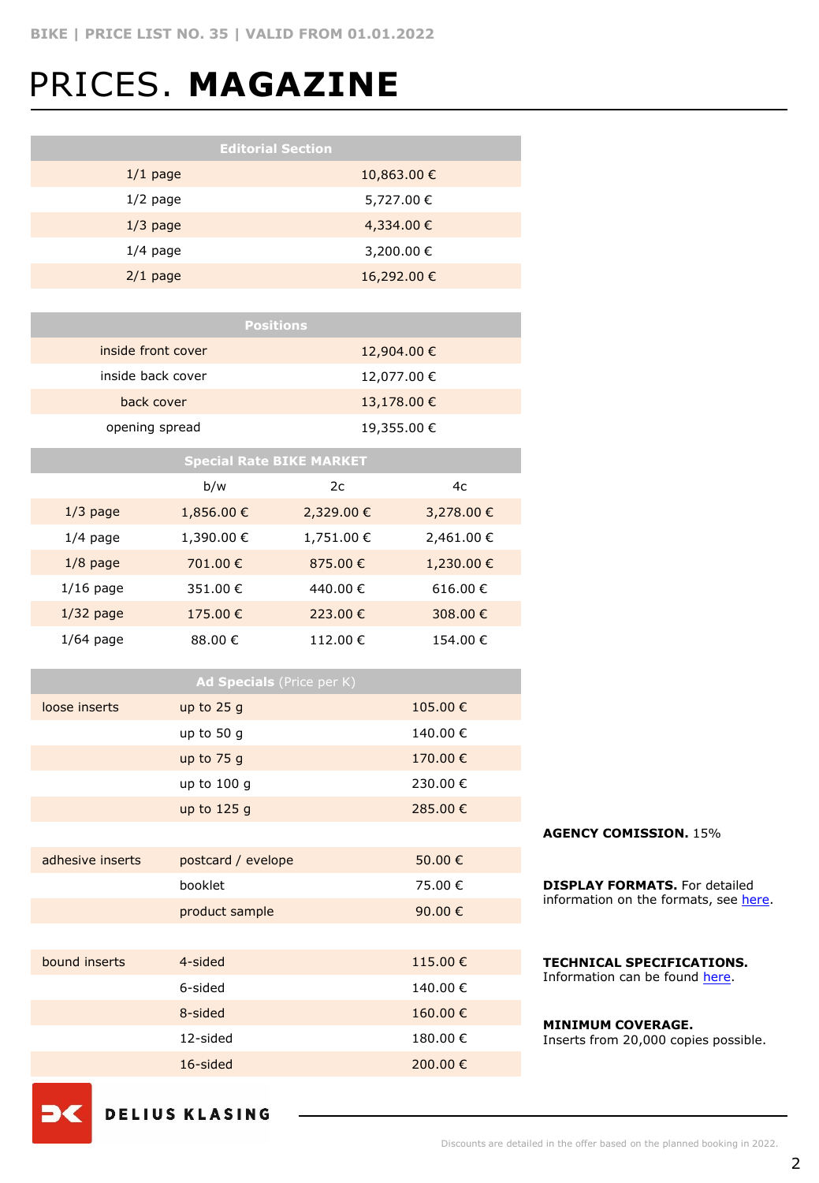# PRICES. **MAGAZINE**

| Editorial Section | |
|---|---|
| 1/1 page | 10,863.00 € |
| 1/2 page | 5,727.00 € |
| 1/3 page | 4,334.00 € |
| 1/4 page | 3,200.00 € |
| 2/1 page | 16,292.00 € |

| Positions | |
|---|---|
| inside front cover | 12,904.00 € |
| inside back cover | 12,077.00 € |
| back cover | 13,178.00 € |
| opening spread | 19,355.00 € |

| Special Rate BIKE MARKET | | | |
|---|---|---|---|
| | b/w | 2c | 4c |
| 1/3 page | 1,856.00 € | 2,329.00 € | 3,278.00 € |
| 1/4 page | 1,390.00 € | 1,751.00 € | 2,461.00 € |
| 1/8 page | 701.00 € | 875.00 € | 1,230.00 € |
| 1/16 page | 351.00 € | 440.00 € | 616.00 € |
| 1/32 page | 175.00 € | 223.00 € | 308.00 € |
| 1/64 page | 88.00 € | 112.00 € | 154.00 € |

| **Ad Specials** (Price per K) | | |
|---|---|---|
| loose inserts | up to 25 g | 105.00 € |
| | up to 50 g | 140.00 € |
| | up to 75 g | 170.00 € |
| | up to 100 g | 230.00 € |
| | up to 125 g | 285.00 € |
| adhesive inserts | postcard / evelope | 50.00 € |
| | booklet | 75.00 € |
| | product sample | 90.00 € |
| bound inserts | 4-sided | 115.00 € |
| | 6-sided | 140.00 € |
| | 8-sided | 160.00 € |
| | 12-sided | 180.00 € |
| | 16-sided | 200.00 € |

**AGENCY COMISSION.** 15%

**DISPLAY FORMATS.** For detailed information on the formats, see here.

**TECHNICAL SPECIFICATIONS.** Information can be found here.

**MINIMUM COVERAGE.** Inserts from 20,000 copies possible.

DELIUS KLASING

Discounts are detailed in the offer based on the planned booking in 2022.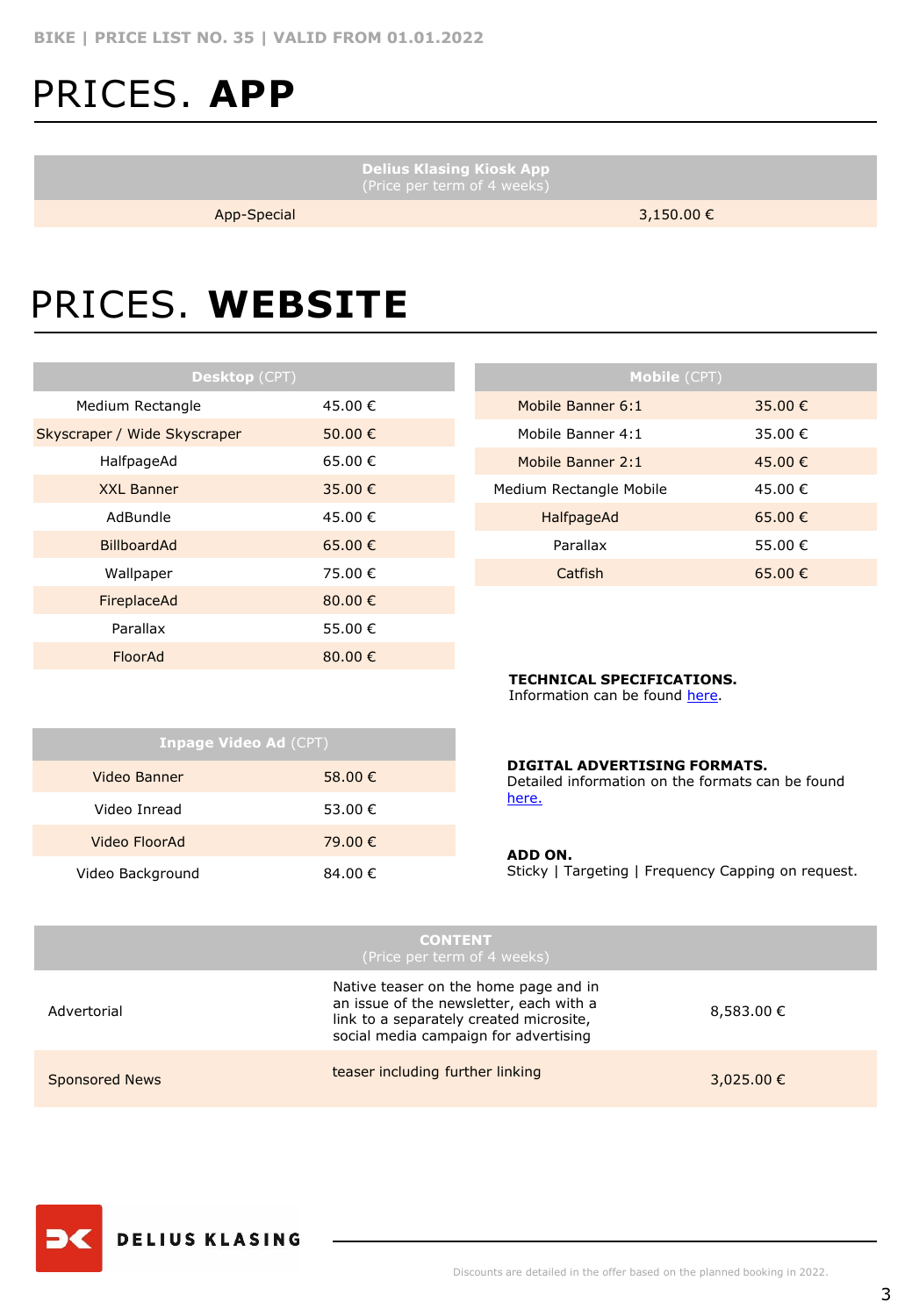# PRICES. **APP**

| Delius Klasing Kiosk App (Price per term of 4 weeks) | |
|---|---|
| App-Special | 3,150.00 € |

# PRICES. **WEBSITE**

| **Desktop** (CPT) | |
|---|---|
| Medium Rectangle | 45.00 € |
| Skyscraper / Wide Skyscraper | 50.00 € |
| HalfpageAd | 65.00 € |
| XXL Banner | 35.00 € |
| AdBundle | 45.00 € |
| BillboardAd | 65.00 € |
| Wallpaper | 75.00 € |
| FireplaceAd | 80.00 € |
| Parallax | 55.00 € |
| FloorAd | 80.00 € |

| **Mobile** (CPT) | |
|---|---|
| Mobile Banner 6:1 | 35.00 € |
| Mobile Banner 4:1 | 35.00 € |
| Mobile Banner 2:1 | 45.00 € |
| Medium Rectangle Mobile | 45.00 € |
| HalfpageAd | 65.00 € |
| Parallax | 55.00 € |
| Catfish | 65.00 € |

| **Inpage Video Ad** (CPT) | |
|---|---|
| Video Banner | 58.00 € |
| Video Inread | 53.00 € |
| Video FloorAd | 79.00 € |
| Video Background | 84.00 € |

**TECHNICAL SPECIFICATIONS.**
Information can be found here.

**DIGITAL ADVERTISING FORMATS.**
Detailed information on the formats can be found here.

**ADD ON.**
Sticky | Targeting | Frequency Capping on request.

| **CONTENT** (Price per term of 4 weeks) | | |
|---|---|---|
| Advertorial | Native teaser on the home page and in an issue of the newsletter, each with a link to a separately created microsite, social media campaign for advertising | 8,583.00 € |
| Sponsored News | teaser including further linking | 3,025.00 € |

DELIUS KLASING

Discounts are detailed in the offer based on the planned booking in 2022.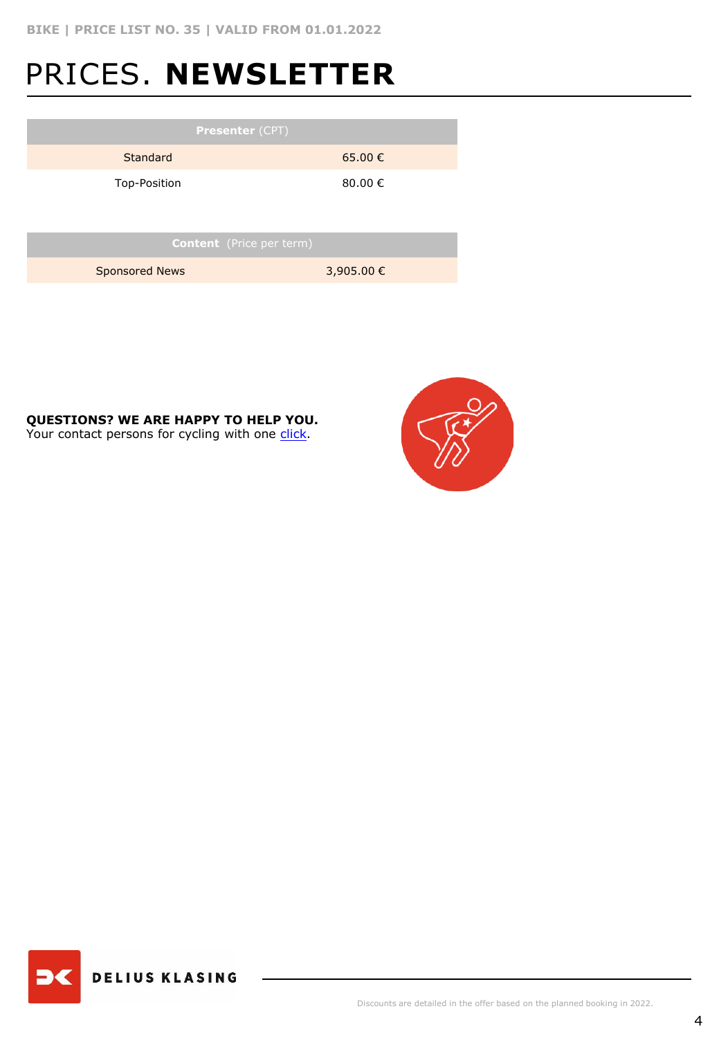# PRICES. **NEWSLETTER**

| **Presenter** (CPT) | |
|---|---|
| Standard | 65.00 € |
| Top-Position | 80.00 € |

| **Content** (Price per term) | |
|---|---|
| Sponsored News | 3,905.00 € |

**QUESTIONS? WE ARE HAPPY TO HELP YOU.**
Your contact persons for cycling with one [click](#).

Discounts are detailed in the offer based on the planned booking in 2022.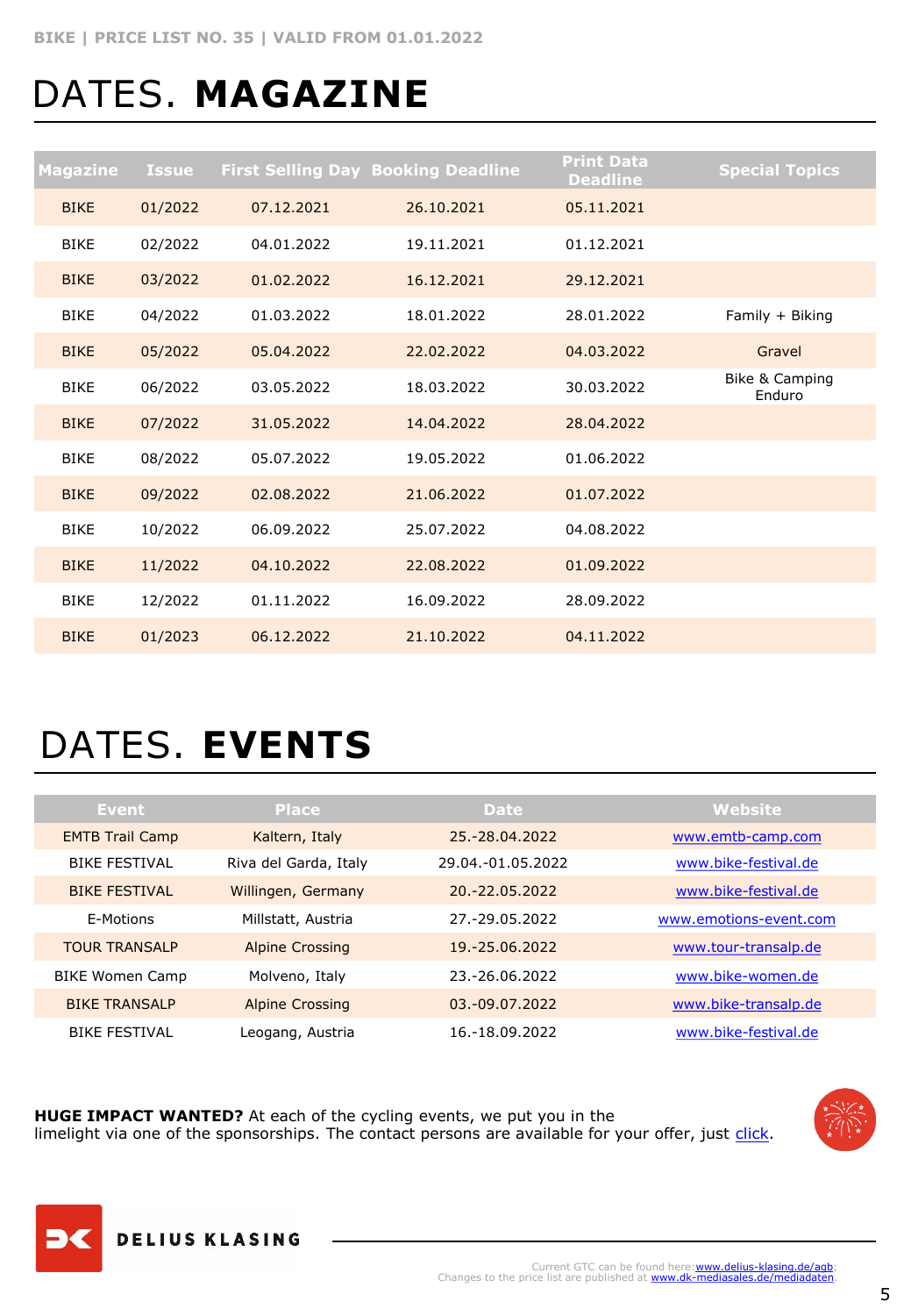# DATES. **MAGAZINE**

| Magazine | Issue | First Selling Day | Booking Deadline | Print Data Deadline | Special Topics |
|---|---|---|---|---|---|
| BIKE | 01/2022 | 07.12.2021 | 26.10.2021 | 05.11.2021 | |
| BIKE | 02/2022 | 04.01.2022 | 19.11.2021 | 01.12.2021 | |
| BIKE | 03/2022 | 01.02.2022 | 16.12.2021 | 29.12.2021 | |
| BIKE | 04/2022 | 01.03.2022 | 18.01.2022 | 28.01.2022 | Family + Biking |
| BIKE | 05/2022 | 05.04.2022 | 22.02.2022 | 04.03.2022 | Gravel |
| BIKE | 06/2022 | 03.05.2022 | 18.03.2022 | 30.03.2022 | Bike & Camping Enduro |
| BIKE | 07/2022 | 31.05.2022 | 14.04.2022 | 28.04.2022 | |
| BIKE | 08/2022 | 05.07.2022 | 19.05.2022 | 01.06.2022 | |
| BIKE | 09/2022 | 02.08.2022 | 21.06.2022 | 01.07.2022 | |
| BIKE | 10/2022 | 06.09.2022 | 25.07.2022 | 04.08.2022 | |
| BIKE | 11/2022 | 04.10.2022 | 22.08.2022 | 01.09.2022 | |
| BIKE | 12/2022 | 01.11.2022 | 16.09.2022 | 28.09.2022 | |
| BIKE | 01/2023 | 06.12.2022 | 21.10.2022 | 04.11.2022 | |

# DATES. **EVENTS**

| Event | Place | Date | Website |
|---|---|---|---|
| EMTB Trail Camp | Kaltern, Italy | 25.-28.04.2022 | www.emtb-camp.com |
| BIKE FESTIVAL | Riva del Garda, Italy | 29.04.-01.05.2022 | www.bike-festival.de |
| BIKE FESTIVAL | Willingen, Germany | 20.-22.05.2022 | www.bike-festival.de |
| E-Motions | Millstatt, Austria | 27.-29.05.2022 | www.emotions-event.com |
| TOUR TRANSALP | Alpine Crossing | 19.-25.06.2022 | www.tour-transalp.de |
| BIKE Women Camp | Molveno, Italy | 23.-26.06.2022 | www.bike-women.de |
| BIKE TRANSALP | Alpine Crossing | 03.-09.07.2022 | www.bike-transalp.de |
| BIKE FESTIVAL | Leogang, Austria | 16.-18.09.2022 | www.bike-festival.de |

**HUGE IMPACT WANTED?** At each of the cycling events, we put you in the limelight via one of the sponsorships. The contact persons are available for your offer, just click.

DELIUS KLASING

Current GTC can be found here: www.delius-klasing.de/agb; Changes to the price list are published at www.dk-mediasales.de/mediadaten.